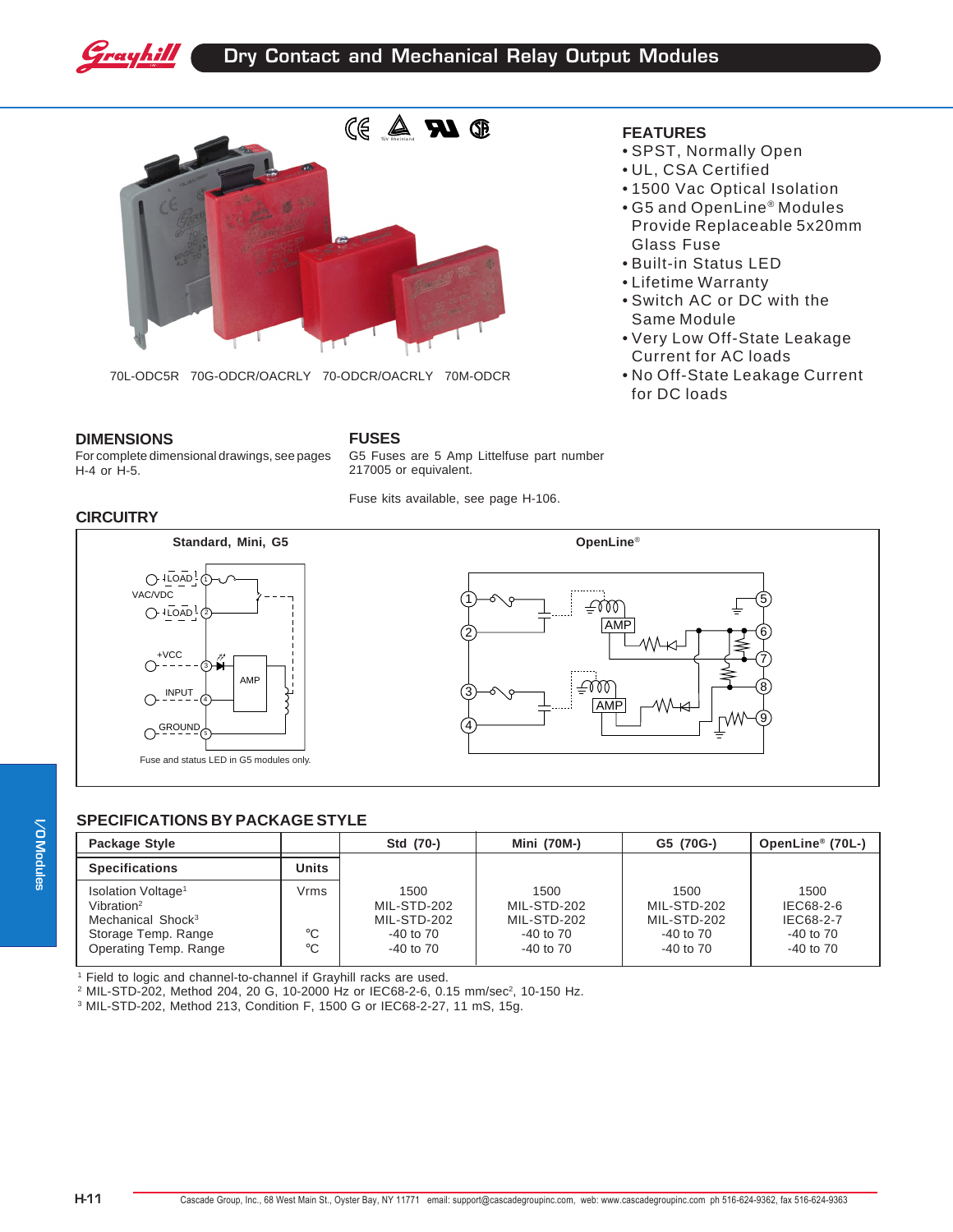# Dry Contact and Mechanical Relay Output Modules

70L-ODC5R 70G-ODCR/OACRLY 70-ODCR/OACRLY 70M-ODCR

## FEATURES

- SPST, Normally Open
- UL, CSA Certified
- 1500 Vac Optical Isolation
- G5 and OpenLine® Modules Provide Replaceable 5x20mm Glass Fuse
- Built-in Status LED
- Lifetime Warranty
- Switch AC or DC with the Same Module
- Very Low Off-State Leakage Current for AC loads
- No Off-State Leakage Current for DC loads

## DIMENSIONS

For complete dimensional drawings, see pages H-4 or H-5.

## FUSES

G5 Fuses are 5 Amp Littelfuse part number 217005 or equivalent.

Fuse kits available, see page H-106.

## CIRCUITRY

**Standard, Mini, G5**

LOAD 1, VAC/VDC, LOAD 2, +VCC 3, INPUT 4, GROUND 5, AMP

Fuse and status LED in G5 modules only.

**OpenLine®**

1, 2, 3, 4, 5, 6, 7, 8, 9, AMP, AMP

## SPECIFICATIONS BY PACKAGE STYLE

| Package Style | | Std (70-) | Mini (70M-) | G5 (70G-) | OpenLine® (70L-) |
|---|---|---|---|---|---|
| **Specifications** | **Units** | | | | |
| Isolation Voltage[1] | Vrms | 1500 | 1500 | 1500 | 1500 |
| Vibration[2] | | MIL-STD-202 | MIL-STD-202 | MIL-STD-202 | IEC68-2-6 |
| Mechanical Shock[3] | | MIL-STD-202 | MIL-STD-202 | MIL-STD-202 | IEC68-2-7 |
| Storage Temp. Range | °C | -40 to 70 | -40 to 70 | -40 to 70 | -40 to 70 |
| Operating Temp. Range | °C | -40 to 70 | -40 to 70 | -40 to 70 | -40 to 70 |

[1] Field to logic and channel-to-channel if Grayhill racks are used.
[2] MIL-STD-202, Method 204, 20 G, 10-2000 Hz or IEC68-2-6, 0.15 mm/sec², 10-150 Hz.
[3] MIL-STD-202, Method 213, Condition F, 1500 G or IEC68-2-27, 11 mS, 15g.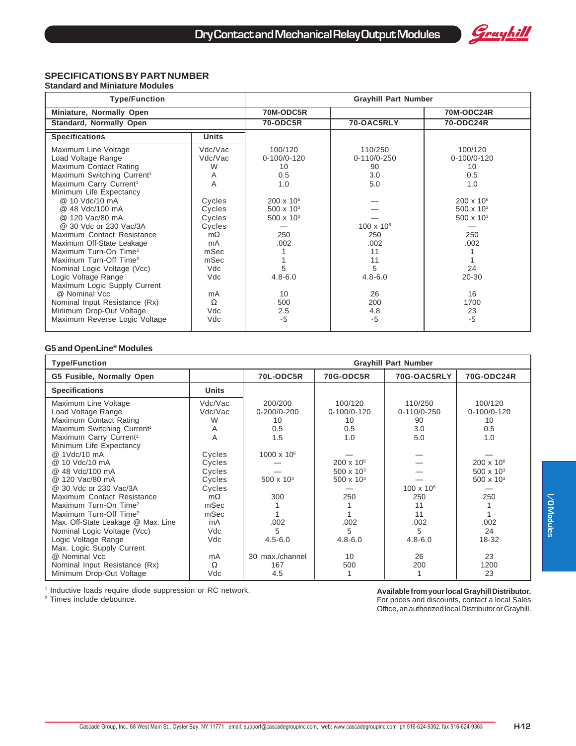## SPECIFICATIONS BY PART NUMBER

### Standard and Miniature Modules

| Type/Function | | Grayhill Part Number | | |
|---|---|---|---|---|
| Miniature, Normally Open | | 70M-ODC5R | | 70M-ODC24R |
| Standard, Normally Open | | 70-ODC5R | 70-OAC5RLY | 70-ODC24R |
| **Specifications** | **Units** | | | |
| Maximum Line Voltage | Vdc/Vac | 100/120 | 110/250 | 100/120 |
| Load Voltage Range | Vdc/Vac | 0-100/0-120 | 0-110/0-250 | 0-100/0-120 |
| Maximum Contact Rating | W | 10 | 90 | 10 |
| Maximum Switching Current[1] | A | 0.5 | 3.0 | 0.5 |
| Maximum Carry Current[1] | A | 1.0 | 5.0 | 1.0 |
| Minimum Life Expectancy | | | | |
| @ 10 Vdc/10 mA | Cycles | 200 x $10^6$ | — | 200 x $10^6$ |
| @ 48 Vdc/100 mA | Cycles | 500 x $10^3$ | — | 500 x $10^3$ |
| @ 120 Vac/80 mA | Cycles | 500 x $10^3$ | — | 500 x $10^3$ |
| @ 30 Vdc or 230 Vac/3A | Cycles | — | 100 x $10^6$ | — |
| Maximum Contact Resistance | mΩ | 250 | 250 | 250 |
| Maximum Off-State Leakage | mA | .002 | .002 | .002 |
| Maximum Turn-On Time[2] | mSec | 1 | 11 | 1 |
| Maximum Turn-Off Time[2] | mSec | 1 | 11 | 1 |
| Nominal Logic Voltage (Vcc) | Vdc | 5 | 5 | 24 |
| Logic Voltage Range | Vdc | 4.8-6.0 | 4.8-6.0 | 20-30 |
| Maximum Logic Supply Current | | | | |
| @ Nominal Vcc | mA | 10 | 26 | 16 |
| Nominal Input Resistance (Rx) | Ω | 500 | 200 | 1700 |
| Minimum Drop-Out Voltage | Vdc | 2.5 | 4.8 | 23 |
| Maximum Reverse Logic Voltage | Vdc | -5 | -5 | -5 |

### G5 and OpenLine® Modules

| Type/Function | | Grayhill Part Number | | | |
|---|---|---|---|---|---|
| G5 Fusible, Normally Open | | 70L-ODC5R | 70G-ODC5R | 70G-OAC5RLY | 70G-ODC24R |
| **Specifications** | **Units** | | | | |
| Maximum Line Voltage | Vdc/Vac | 200/200 | 100/120 | 110/250 | 100/120 |
| Load Voltage Range | Vdc/Vac | 0-200/0-200 | 0-100/0-120 | 0-110/0-250 | 0-100/0-120 |
| Maximum Contact Rating | W | 10 | 10 | 90 | 10 |
| Maximum Switching Current[1] | A | 0.5 | 0.5 | 3.0 | 0.5 |
| Maximum Carry Current[1] | A | 1.5 | 1.0 | 5.0 | 1.0 |
| Minimum Life Expectancy | | | | | |
| @ 1Vdc/10 mA | Cycles | 1000 x $10^6$ | — | — | — |
| @ 10 Vdc/10 mA | Cycles | — | 200 x $10^6$ | — | 200 x $10^6$ |
| @ 48 Vdc/100 mA | Cycles | — | 500 x $10^3$ | — | 500 x $10^3$ |
| @ 120 Vac/80 mA | Cycles | 500 x $10^3$ | 500 x $10^3$ | — | 500 x $10^3$ |
| @ 30 Vdc or 230 Vac/3A | Cycles | | — | 100 x $10^6$ | — |
| Maximum Contact Resistance | mΩ | 300 | 250 | 250 | 250 |
| Maximum Turn-On Time[2] | mSec | 1 | 1 | 11 | 1 |
| Maximum Turn-Off Time[2] | mSec | 1 | 1 | 11 | 1 |
| Max. Off-State Leakage @ Max. Line | mA | .002 | .002 | .002 | .002 |
| Nominal Logic Voltage (Vcc) | Vdc | 5 | 5 | 5 | 24 |
| Logic Voltage Range | Vdc | 4.5-6.0 | 4.8-6.0 | 4.8-6.0 | 18-32 |
| Max. Logic Supply Current | | | | | |
| @ Nominal Vcc | mA | 30 max./channel | 10 | 26 | 23 |
| Nominal Input Resistance (Rx) | Ω | 167 | 500 | 200 | 1200 |
| Minimum Drop-Out Voltage | Vdc | 4.5 | 1 | 1 | 23 |

[1] Inductive loads require diode suppression or RC network.
[2] Times include debounce.

**Available from your local Grayhill Distributor.**
For prices and discounts, contact a local Sales Office, an authorized local Distributor or Grayhill.